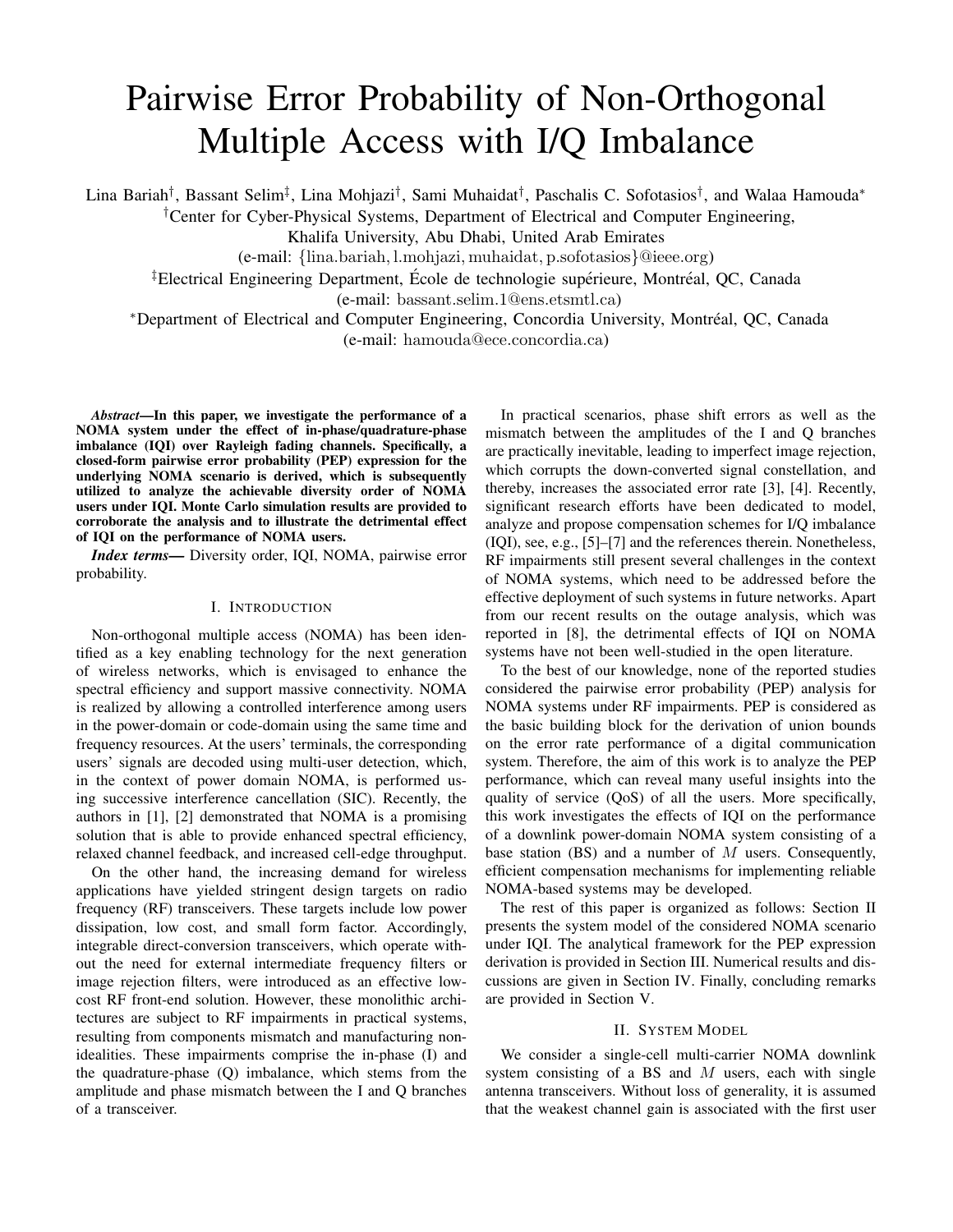# Pairwise Error Probability of Non-Orthogonal Multiple Access with I/Q Imbalance

Lina Bariah[†], Bassant Selim[‡], Lina Mohjazi[†], Sami Muhaidat[†], Paschalis C. Sofotasios[†], and Walaa Hamouda[*]

[†]Center for Cyber-Physical Systems, Department of Electrical and Computer Engineering, Khalifa University, Abu Dhabi, United Arab Emirates

(e-mail: {lina.bariah, l.mohjazi, muhaidat, p.sofotasios}@ieee.org)

[‡]Electrical Engineering Department, École de technologie supérieure, Montréal, QC, Canada

(e-mail: bassant.selim.1@ens.etsmtl.ca)

[*]Department of Electrical and Computer Engineering, Concordia University, Montréal, QC, Canada

(e-mail: hamouda@ece.concordia.ca)

***Abstract*—In this paper, we investigate the performance of a NOMA system under the effect of in-phase/quadrature-phase imbalance (IQI) over Rayleigh fading channels. Specifically, a closed-form pairwise error probability (PEP) expression for the underlying NOMA scenario is derived, which is subsequently utilized to analyze the achievable diversity order of NOMA users under IQI. Monte Carlo simulation results are provided to corroborate the analysis and to illustrate the detrimental effect of IQI on the performance of NOMA users.**

***Index terms*—** Diversity order, IQI, NOMA, pairwise error probability.

## I. Introduction

Non-orthogonal multiple access (NOMA) has been identified as a key enabling technology for the next generation of wireless networks, which is envisaged to enhance the spectral efficiency and support massive connectivity. NOMA is realized by allowing a controlled interference among users in the power-domain or code-domain using the same time and frequency resources. At the users' terminals, the corresponding users' signals are decoded using multi-user detection, which, in the context of power domain NOMA, is performed using successive interference cancellation (SIC). Recently, the authors in [1], [2] demonstrated that NOMA is a promising solution that is able to provide enhanced spectral efficiency, relaxed channel feedback, and increased cell-edge throughput.

On the other hand, the increasing demand for wireless applications have yielded stringent design targets on radio frequency (RF) transceivers. These targets include low power dissipation, low cost, and small form factor. Accordingly, integrable direct-conversion transceivers, which operate without the need for external intermediate frequency filters or image rejection filters, were introduced as an effective low-cost RF front-end solution. However, these monolithic architectures are subject to RF impairments in practical systems, resulting from components mismatch and manufacturing non-idealities. These impairments comprise the in-phase (I) and the quadrature-phase (Q) imbalance, which stems from the amplitude and phase mismatch between the I and Q branches of a transceiver.

In practical scenarios, phase shift errors as well as the mismatch between the amplitudes of the I and Q branches are practically inevitable, leading to imperfect image rejection, which corrupts the down-converted signal constellation, and thereby, increases the associated error rate [3], [4]. Recently, significant research efforts have been dedicated to model, analyze and propose compensation schemes for I/Q imbalance (IQI), see, e.g., [5]–[7] and the references therein. Nonetheless, RF impairments still present several challenges in the context of NOMA systems, which need to be addressed before the effective deployment of such systems in future networks. Apart from our recent results on the outage analysis, which was reported in [8], the detrimental effects of IQI on NOMA systems have not been well-studied in the open literature.

To the best of our knowledge, none of the reported studies considered the pairwise error probability (PEP) analysis for NOMA systems under RF impairments. PEP is considered as the basic building block for the derivation of union bounds on the error rate performance of a digital communication system. Therefore, the aim of this work is to analyze the PEP performance, which can reveal many useful insights into the quality of service (QoS) of all the users. More specifically, this work investigates the effects of IQI on the performance of a downlink power-domain NOMA system consisting of a base station (BS) and a number of $M$ users. Consequently, efficient compensation mechanisms for implementing reliable NOMA-based systems may be developed.

The rest of this paper is organized as follows: Section II presents the system model of the considered NOMA scenario under IQI. The analytical framework for the PEP expression derivation is provided in Section III. Numerical results and discussions are given in Section IV. Finally, concluding remarks are provided in Section V.

## II. System Model

We consider a single-cell multi-carrier NOMA downlink system consisting of a BS and $M$ users, each with single antenna transceivers. Without loss of generality, it is assumed that the weakest channel gain is associated with the first user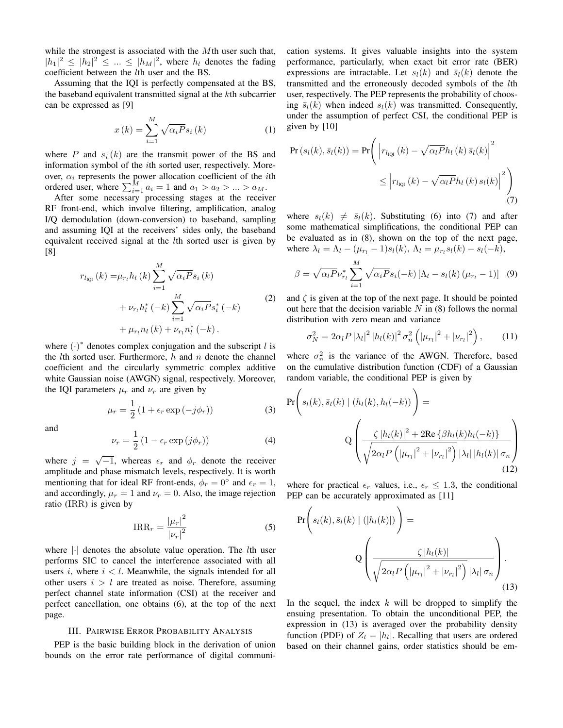while the strongest is associated with the $M$th user such that, $|h_1|^2 \leq |h_2|^2 \leq ... \leq |h_M|^2$, where $h_l$ denotes the fading coefficient between the $l$th user and the BS.

Assuming that the IQI is perfectly compensated at the BS, the baseband equivalent transmitted signal at the $k$th subcarrier can be expressed as [9]

$$x(k) = \sum_{i=1}^{M} \sqrt{\alpha_i P} s_i(k) \tag{1}$$

where $P$ and $s_i(k)$ are the transmit power of the BS and information symbol of the $i$th sorted user, respectively. Moreover, $\alpha_i$ represents the power allocation coefficient of the $i$th ordered user, where $\sum_{i=1}^{M} a_i = 1$ and $a_1 > a_2 > ... > a_M$.

After some necessary processing stages at the receiver RF front-end, which involve filtering, amplification, analog I/Q demodulation (down-conversion) to baseband, sampling and assuming IQI at the receivers' sides only, the baseband equivalent received signal at the $l$th sorted user is given by [8]

$$\begin{aligned} r_{l_{\text{IQI}}}(k) =& \mu_{r_l} h_l(k) \sum_{i=1}^{M} \sqrt{\alpha_i P} s_i(k) \\ &+ \nu_{r_l} h_l^*(-k) \sum_{i=1}^{M} \sqrt{\alpha_i P} s_i^*(-k) \\ &+ \mu_{r_l} n_l(k) + \nu_{r_l} n_l^*(-k). \end{aligned} \tag{2}$$

where $(\cdot)^*$ denotes complex conjugation and the subscript $l$ is the $l$th sorted user. Furthermore, $h$ and $n$ denote the channel coefficient and the circularly symmetric complex additive white Gaussian noise (AWGN) signal, respectively. Moreover, the IQI parameters $\mu_r$ and $\nu_r$ are given by

$$\mu_r = \frac{1}{2}(1 + \epsilon_r \exp(-j\phi_r)) \tag{3}$$

and

$$\nu_r = \frac{1}{2}(1 - \epsilon_r \exp(j\phi_r)) \tag{4}$$

where $j = \sqrt{-1}$, whereas $\epsilon_r$ and $\phi_r$ denote the receiver amplitude and phase mismatch levels, respectively. It is worth mentioning that for ideal RF front-ends, $\phi_r = 0^\circ$ and $\epsilon_r = 1$, and accordingly, $\mu_r = 1$ and $\nu_r = 0$. Also, the image rejection ratio (IRR) is given by

$$\text{IRR}_r = \frac{|\mu_r|^2}{|\nu_r|^2} \tag{5}$$

where $|\cdot|$ denotes the absolute value operation. The $l$th user performs SIC to cancel the interference associated with all users $i$, where $i < l$. Meanwhile, the signals intended for all other users $i > l$ are treated as noise. Therefore, assuming perfect channel state information (CSI) at the receiver and perfect cancellation, one obtains (6), at the top of the next page.

## III. Pairwise Error Probability Analysis

PEP is the basic building block in the derivation of union bounds on the error rate performance of digital communication systems. It gives valuable insights into the system performance, particularly, when exact bit error rate (BER) expressions are intractable. Let $s_l(k)$ and $\bar{s}_l(k)$ denote the transmitted and the erroneously decoded symbols of the $l$th user, respectively. The PEP represents the probability of choosing $\bar{s}_l(k)$ when indeed $s_l(k)$ was transmitted. Consequently, under the assumption of perfect CSI, the conditional PEP is given by [10]

$$\begin{aligned} \Pr(s_l(k), \bar{s}_l(k)) = \Pr\Bigg( &\left| r_{l_{\text{IQI}}}(k) - \sqrt{\alpha_l P} h_l(k) \bar{s}_l(k) \right|^2 \\ &\leq \left| r_{l_{\text{IQI}}}(k) - \sqrt{\alpha_l P} h_l(k) s_l(k) \right|^2 \Bigg) \end{aligned} \tag{7}$$

where $s_l(k) \neq \bar{s}_l(k)$. Substituting (6) into (7) and after some mathematical simplifications, the conditional PEP can be evaluated as in (8), shown on the top of the next page, where $\lambda_l = \Lambda_l - (\mu_{r_l} - 1)s_l(k)$, $\Lambda_l = \mu_{r_l} s_l(k) - s_l(-k)$,

$$\beta = \sqrt{\alpha_l P} \nu_{r_l}^* \sum_{i=1}^{M} \sqrt{\alpha_i P} s_i(-k) \left[ \Lambda_l - s_l(k)(\mu_{r_l} - 1) \right] \tag{9}$$

and $\zeta$ is given at the top of the next page. It should be pointed out here that the decision variable $N$ in (8) follows the normal distribution with zero mean and variance

$$\sigma_N^2 = 2\alpha_l P |\lambda_l|^2 |h_l(k)|^2 \sigma_n^2 \left( |\mu_{r_l}|^2 + |\nu_{r_l}|^2 \right), \tag{11}$$

where $\sigma_n^2$ is the variance of the AWGN. Therefore, based on the cumulative distribution function (CDF) of a Gaussian random variable, the conditional PEP is given by

$$\begin{aligned} &\Pr\Bigg( s_l(k), \bar{s}_l(k) \mid (h_l(k), h_l(-k)) \Bigg) = \\ &\qquad \text{Q}\left( \frac{\zeta |h_l(k)|^2 + 2\text{Re}\{\beta h_l(k) h_l(-k)\}}{\sqrt{2\alpha_l P \left( |\mu_{r_l}|^2 + |\nu_{r_l}|^2 \right)} |\lambda_l| |h_l(k)| \sigma_n} \right) \end{aligned} \tag{12}$$

where for practical $\epsilon_r$ values, i.e., $\epsilon_r \leq 1.3$, the conditional PEP can be accurately approximated as [11]

$$\begin{aligned} &\Pr\Bigg( s_l(k), \bar{s}_l(k) \mid (|h_l(k)|) \Bigg) = \\ &\qquad \text{Q}\left( \frac{\zeta |h_l(k)|}{\sqrt{2\alpha_l P \left( |\mu_{r_l}|^2 + |\nu_{r_l}|^2 \right)} |\lambda_l| \sigma_n} \right). \end{aligned} \tag{13}$$

In the sequel, the index $k$ will be dropped to simplify the ensuing presentation. To obtain the unconditional PEP, the expression in (13) is averaged over the probability density function (PDF) of $Z_l = |h_l|$. Recalling that users are ordered based on their channel gains, order statistics should be em-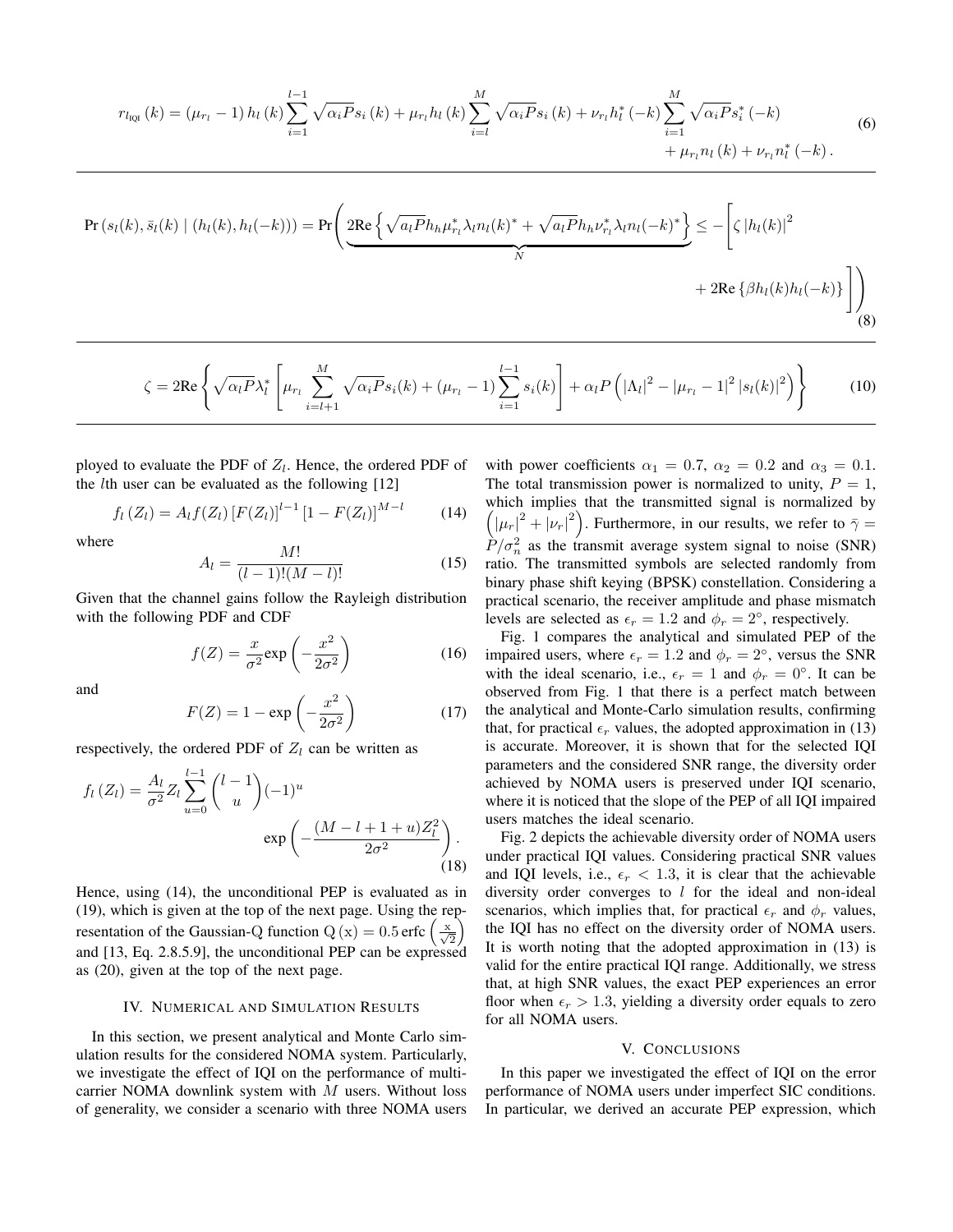$$r_{l_{\text{IQI}}}(k) = (\mu_{r_l} - 1)\, h_l(k) \sum_{i=1}^{l-1} \sqrt{\alpha_i P} s_i(k) + \mu_{r_l} h_l(k) \sum_{i=l}^{M} \sqrt{\alpha_i P} s_i(k) + \nu_{r_l} h_l^*(-k) \sum_{i=1}^{M} \sqrt{\alpha_i P} s_i^*(-k) + \mu_{r_l} n_l(k) + \nu_{r_l} n_l^*(-k). \tag{6}$$

$$\Pr\left(s_l(k), \bar{s}_l(k) \mid (h_l(k), h_l(-k))\right) = \Pr\Bigg( \underbrace{2\text{Re}\left\{ \sqrt{a_l P} h_h \mu_{r_l}^* \lambda_l n_l(k)^* + \sqrt{a_l P} h_h \nu_{r_l}^* \lambda_l n_l(-k)^* \right\}}_{N} \leq -\left[ \zeta \left| h_l(k) \right|^2 + 2\text{Re}\left\{ \beta h_l(k) h_l(-k) \right\} \right] \Bigg) \tag{8}$$

$$\zeta = 2\text{Re}\left\{ \sqrt{\alpha_l P} \lambda_l^* \left[ \mu_{r_l} \sum_{i=l+1}^{M} \sqrt{\alpha_i P} s_i(k) + (\mu_{r_l} - 1) \sum_{i=1}^{l-1} s_i(k) \right] + \alpha_l P \left( \left| \Lambda_l \right|^2 - \left| \mu_{r_l} - 1 \right|^2 \left| s_l(k) \right|^2 \right) \right\} \tag{10}$$

ployed to evaluate the PDF of $Z_l$. Hence, the ordered PDF of the $l$th user can be evaluated as the following [12]

$$f_l(Z_l) = A_l f(Z_l) \left[ F(Z_l) \right]^{l-1} \left[ 1 - F(Z_l) \right]^{M-l} \tag{14}$$

where

$$A_l = \frac{M!}{(l-1)!(M-l)!} \tag{15}$$

Given that the channel gains follow the Rayleigh distribution with the following PDF and CDF

$$f(Z) = \frac{x}{\sigma^2} \exp\left( -\frac{x^2}{2\sigma^2} \right) \tag{16}$$

and

$$F(Z) = 1 - \exp\left( -\frac{x^2}{2\sigma^2} \right) \tag{17}$$

respectively, the ordered PDF of $Z_l$ can be written as

$$f_l(Z_l) = \frac{A_l}{\sigma^2} Z_l \sum_{u=0}^{l-1} \binom{l-1}{u} (-1)^u \exp\left( -\frac{(M-l+1+u) Z_l^2}{2\sigma^2} \right). \tag{18}$$

Hence, using (14), the unconditional PEP is evaluated as in (19), which is given at the top of the next page. Using the representation of the Gaussian-Q function $\text{Q}(x) = 0.5 \,\text{erfc}\left( \frac{x}{\sqrt{2}} \right)$ and [13, Eq. 2.8.5.9], the unconditional PEP can be expressed as (20), given at the top of the next page.

## IV. Numerical and Simulation Results

In this section, we present analytical and Monte Carlo simulation results for the considered NOMA system. Particularly, we investigate the effect of IQI on the performance of multi-carrier NOMA downlink system with $M$ users. Without loss of generality, we consider a scenario with three NOMA users with power coefficients $\alpha_1 = 0.7$, $\alpha_2 = 0.2$ and $\alpha_3 = 0.1$. The total transmission power is normalized to unity, $P = 1$, which implies that the transmitted signal is normalized by $\left( |\mu_r|^2 + |\nu_r|^2 \right)$. Furthermore, in our results, we refer to $\bar{\gamma} = P/\sigma_n^2$ as the transmit average system signal to noise (SNR) ratio. The transmitted symbols are selected randomly from binary phase shift keying (BPSK) constellation. Considering a practical scenario, the receiver amplitude and phase mismatch levels are selected as $\epsilon_r = 1.2$ and $\phi_r = 2^\circ$, respectively.

Fig. 1 compares the analytical and simulated PEP of the impaired users, where $\epsilon_r = 1.2$ and $\phi_r = 2^\circ$, versus the SNR with the ideal scenario, i.e., $\epsilon_r = 1$ and $\phi_r = 0^\circ$. It can be observed from Fig. 1 that there is a perfect match between the analytical and Monte-Carlo simulation results, confirming that, for practical $\epsilon_r$ values, the adopted approximation in (13) is accurate. Moreover, it is shown that for the selected IQI parameters and the considered SNR range, the diversity order achieved by NOMA users is preserved under IQI scenario, where it is noticed that the slope of the PEP of all IQI impaired users matches the ideal scenario.

Fig. 2 depicts the achievable diversity order of NOMA users under practical IQI values. Considering practical SNR values and IQI levels, i.e., $\epsilon_r < 1.3$, it is clear that the achievable diversity order converges to $l$ for the ideal and non-ideal scenarios, which implies that, for practical $\epsilon_r$ and $\phi_r$ values, the IQI has no effect on the diversity order of NOMA users. It is worth noting that the adopted approximation in (13) is valid for the entire practical IQI range. Additionally, we stress that, at high SNR values, the exact PEP experiences an error floor when $\epsilon_r > 1.3$, yielding a diversity order equals to zero for all NOMA users.

## V. Conclusions

In this paper we investigated the effect of IQI on the error performance of NOMA users under imperfect SIC conditions. In particular, we derived an accurate PEP expression, which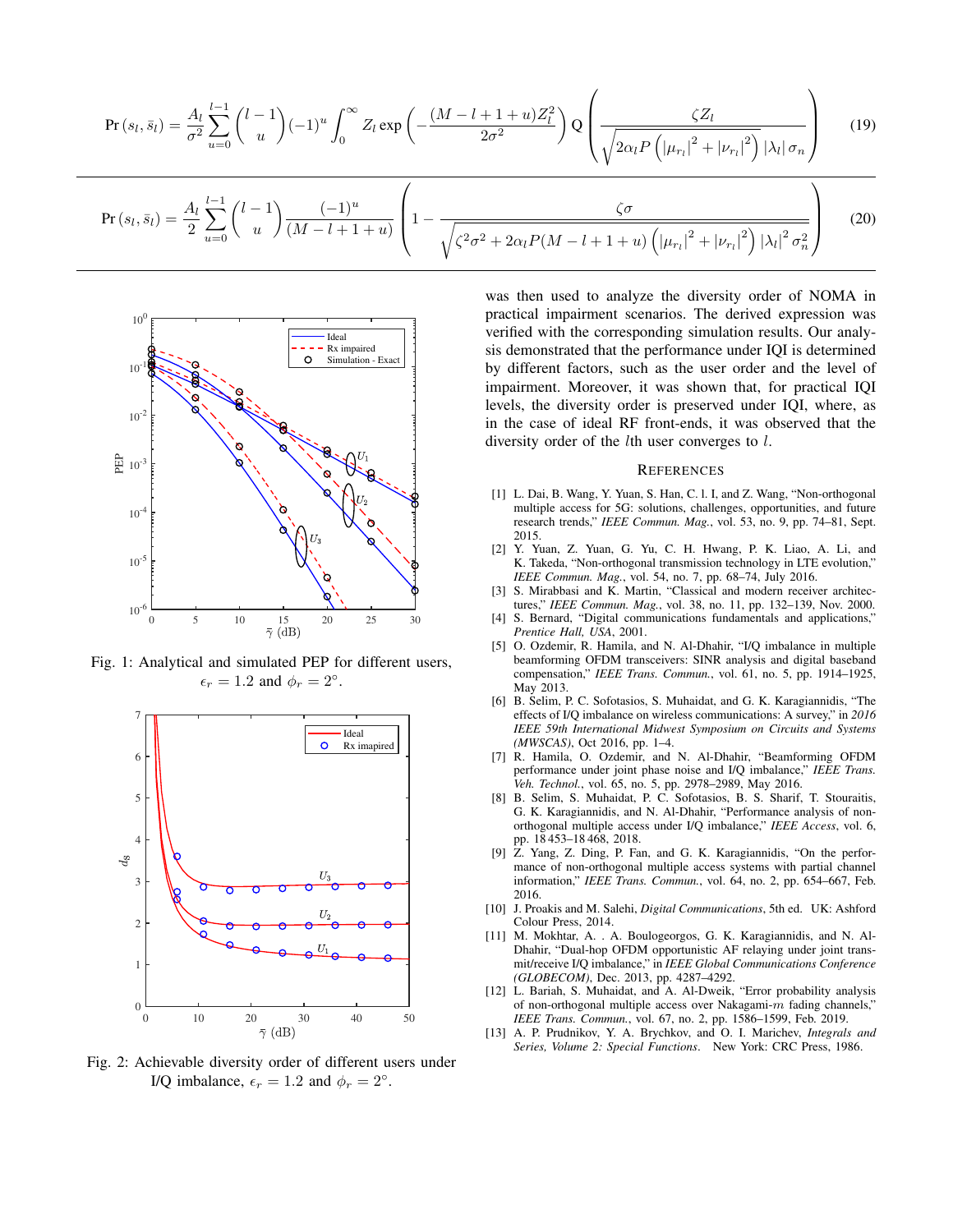$$\Pr\left(s_l,\bar{s}_l\right)=\frac{A_l}{\sigma^2}\sum_{u=0}^{l-1}\binom{l-1}{u}(-1)^u\int_0^{\infty}Z_l\exp\left(-\frac{(M-l+1+u)Z_l^2}{2\sigma^2}\right)\mathrm{Q}\left(\frac{\zeta Z_l}{\sqrt{2\alpha_l P\left(\left|\mu_{r_l}\right|^2+\left|\nu_{r_l}\right|^2\right)}\left|\lambda_l\right|\sigma_n}\right) \tag{19}$$

$$\Pr\left(s_l,\bar{s}_l\right)=\frac{A_l}{2}\sum_{u=0}^{l-1}\binom{l-1}{u}\frac{(-1)^u}{(M-l+1+u)}\left(1-\frac{\zeta\sigma}{\sqrt{\zeta^2\sigma^2+2\alpha_l P(M-l+1+u)\left(\left|\mu_{r_l}\right|^2+\left|\nu_{r_l}\right|^2\right)\left|\lambda_l\right|^2\sigma_n^2}}\right) \tag{20}$$

Ideal
Rx impaired
Simulation - Exact
PEP
$\bar{\gamma}$ (dB)
$U_1$
$U_2$
$U_3$

Fig. 1: Analytical and simulated PEP for different users, $\epsilon_r=1.2$ and $\phi_r=2^{\circ}$.

Ideal
Rx imapired
$d_S$
$\bar{\gamma}$ (dB)
$U_1$
$U_2$
$U_3$

Fig. 2: Achievable diversity order of different users under I/Q imbalance, $\epsilon_r=1.2$ and $\phi_r=2^{\circ}$.

was then used to analyze the diversity order of NOMA in practical impairment scenarios. The derived expression was verified with the corresponding simulation results. Our analysis demonstrated that the performance under IQI is determined by different factors, such as the user order and the level of impairment. Moreover, it was shown that, for practical IQI levels, the diversity order is preserved under IQI, where, as in the case of ideal RF front-ends, it was observed that the diversity order of the $l$th user converges to $l$.

## References

[1] L. Dai, B. Wang, Y. Yuan, S. Han, C. l. I, and Z. Wang, "Non-orthogonal multiple access for 5G: solutions, challenges, opportunities, and future research trends," *IEEE Commun. Mag.*, vol. 53, no. 9, pp. 74–81, Sept. 2015.

[2] Y. Yuan, Z. Yuan, G. Yu, C. H. Hwang, P. K. Liao, A. Li, and K. Takeda, "Non-orthogonal transmission technology in LTE evolution," *IEEE Commun. Mag.*, vol. 54, no. 7, pp. 68–74, July 2016.

[3] S. Mirabbasi and K. Martin, "Classical and modern receiver architectures," *IEEE Commun. Mag.*, vol. 38, no. 11, pp. 132–139, Nov. 2000.

[4] S. Bernard, "Digital communications fundamentals and applications," *Prentice Hall, USA*, 2001.

[5] O. Ozdemir, R. Hamila, and N. Al-Dhahir, "I/Q imbalance in multiple beamforming OFDM transceivers: SINR analysis and digital baseband compensation," *IEEE Trans. Commun.*, vol. 61, no. 5, pp. 1914–1925, May 2013.

[6] B. Selim, P. C. Sofotasios, S. Muhaidat, and G. K. Karagiannidis, "The effects of I/Q imbalance on wireless communications: A survey," in *2016 IEEE 59th International Midwest Symposium on Circuits and Systems (MWSCAS)*, Oct 2016, pp. 1–4.

[7] R. Hamila, O. Ozdemir, and N. Al-Dhahir, "Beamforming OFDM performance under joint phase noise and I/Q imbalance," *IEEE Trans. Veh. Technol.*, vol. 65, no. 5, pp. 2978–2989, May 2016.

[8] B. Selim, S. Muhaidat, P. C. Sofotasios, B. S. Sharif, T. Stouraitis, G. K. Karagiannidis, and N. Al-Dhahir, "Performance analysis of non-orthogonal multiple access under I/Q imbalance," *IEEE Access*, vol. 6, pp. 18 453–18 468, 2018.

[9] Z. Yang, Z. Ding, P. Fan, and G. K. Karagiannidis, "On the performance of non-orthogonal multiple access systems with partial channel information," *IEEE Trans. Commun.*, vol. 64, no. 2, pp. 654–667, Feb. 2016.

[10] J. Proakis and M. Salehi, *Digital Communications*, 5th ed. UK: Ashford Colour Press, 2014.

[11] M. Mokhtar, A. . A. Boulogeorgos, G. K. Karagiannidis, and N. Al-Dhahir, "Dual-hop OFDM opportunistic AF relaying under joint transmit/receive I/Q imbalance," in *IEEE Global Communications Conference (GLOBECOM)*, Dec. 2013, pp. 4287–4292.

[12] L. Bariah, S. Muhaidat, and A. Al-Dweik, "Error probability analysis of non-orthogonal multiple access over Nakagami-$m$ fading channels," *IEEE Trans. Commun.*, vol. 67, no. 2, pp. 1586–1599, Feb. 2019.

[13] A. P. Prudnikov, Y. A. Brychkov, and O. I. Marichev, *Integrals and Series, Volume 2: Special Functions*. New York: CRC Press, 1986.